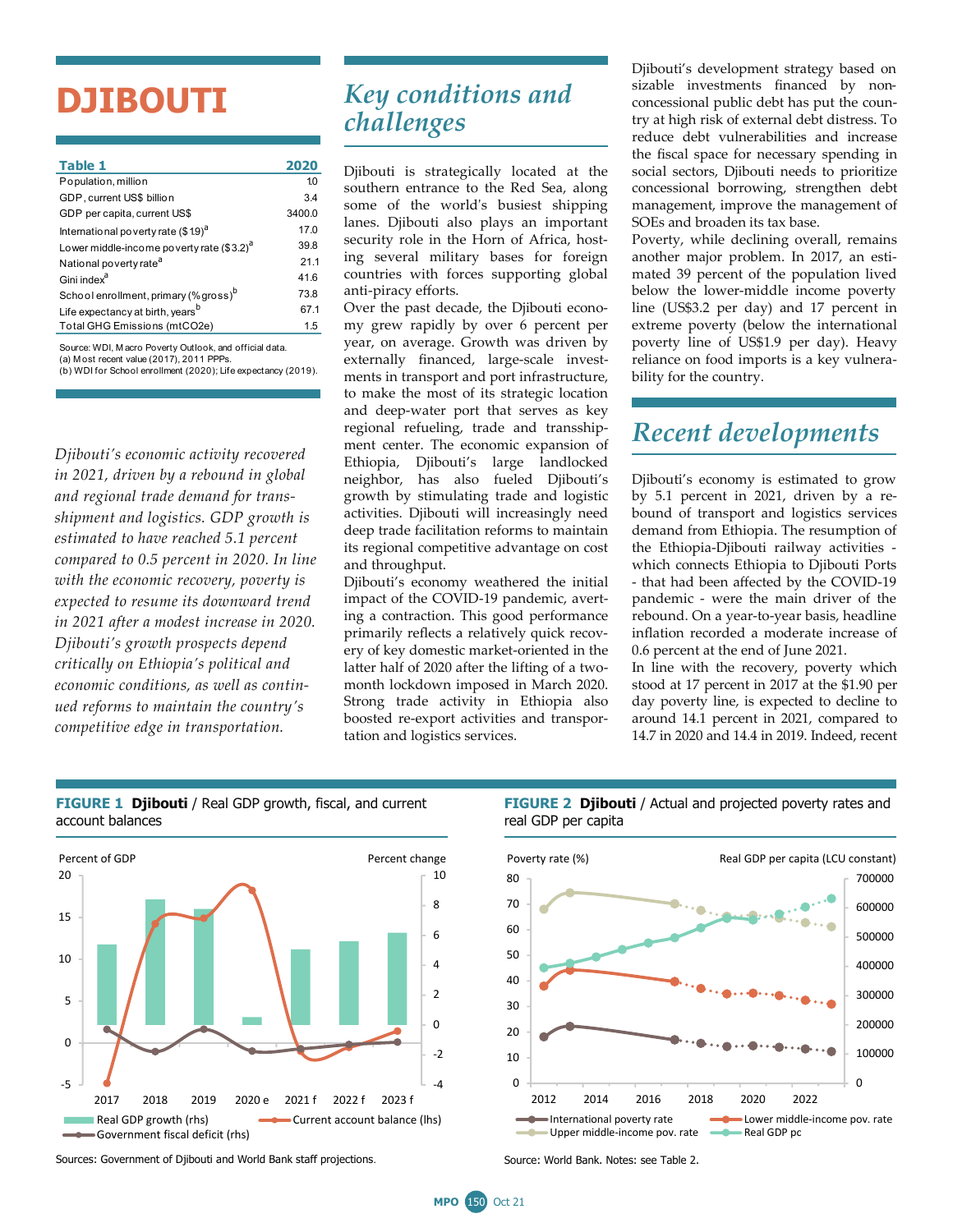# DJIBOUTI

| Table 1 | 2020 |
|---|---|
| Population, million | 10 |
| GDP, current US$ billion | 3.4 |
| GDP per capita, current US$ | 3400.0 |
| International poverty rate ($1.9)[a] | 17.0 |
| Lower middle-income poverty rate ($3.2)[a] | 39.8 |
| National poverty rate[a] | 21.1 |
| Gini index[a] | 41.6 |
| School enrollment, primary (% gross)[b] | 73.8 |
| Life expectancy at birth, years[b] | 67.1 |
| Total GHG Emissions (mtCO2e) | 1.5 |

Source: WDI, Macro Poverty Outlook, and official data.
(a) Most recent value (2017), 2011 PPPs.
(b) WDI for School enrollment (2020); Life expectancy (2019).

*Djibouti's economic activity recovered in 2021, driven by a rebound in global and regional trade demand for transshipment and logistics. GDP growth is estimated to have reached 5.1 percent compared to 0.5 percent in 2020. In line with the economic recovery, poverty is expected to resume its downward trend in 2021 after a modest increase in 2020. Djibouti's growth prospects depend critically on Ethiopia's political and economic conditions, as well as continued reforms to maintain the country's competitive edge in transportation.*

## Key conditions and challenges

Djibouti is strategically located at the southern entrance to the Red Sea, along some of the world's busiest shipping lanes. Djibouti also plays an important security role in the Horn of Africa, hosting several military bases for foreign countries with forces supporting global anti-piracy efforts.

Over the past decade, the Djibouti economy grew rapidly by over 6 percent per year, on average. Growth was driven by externally financed, large-scale investments in transport and port infrastructure, to make the most of its strategic location and deep-water port that serves as key regional refueling, trade and transshipment center. The economic expansion of Ethiopia, Djibouti's large landlocked neighbor, has also fueled Djibouti's growth by stimulating trade and logistic activities. Djibouti will increasingly need deep trade facilitation reforms to maintain its regional competitive advantage on cost and throughput.

Djibouti's economy weathered the initial impact of the COVID-19 pandemic, averting a contraction. This good performance primarily reflects a relatively quick recovery of key domestic market-oriented in the latter half of 2020 after the lifting of a two-month lockdown imposed in March 2020. Strong trade activity in Ethiopia also boosted re-export activities and transportation and logistics services.

Djibouti's development strategy based on sizable investments financed by non-concessional public debt has put the country at high risk of external debt distress. To reduce debt vulnerabilities and increase the fiscal space for necessary spending in social sectors, Djibouti needs to prioritize concessional borrowing, strengthen debt management, improve the management of SOEs and broaden its tax base.

Poverty, while declining overall, remains another major problem. In 2017, an estimated 39 percent of the population lived below the lower-middle income poverty line (US$3.2 per day) and 17 percent in extreme poverty (below the international poverty line of US$1.9 per day). Heavy reliance on food imports is a key vulnerability for the country.

## Recent developments

Djibouti's economy is estimated to grow by 5.1 percent in 2021, driven by a rebound of transport and logistics services demand from Ethiopia. The resumption of the Ethiopia-Djibouti railway activities - which connects Ethiopia to Djibouti Ports - that had been affected by the COVID-19 pandemic - were the main driver of the rebound. On a year-to-year basis, headline inflation recorded a moderate increase of 0.6 percent at the end of June 2021.

In line with the recovery, poverty which stood at 17 percent in 2017 at the $1.90 per day poverty line, is expected to decline to around 14.1 percent in 2021, compared to 14.7 in 2020 and 14.4 in 2019. Indeed, recent

**FIGURE 1 Djibouti** / Real GDP growth, fiscal, and current account balances

Sources: Government of Djibouti and World Bank staff projections.

**FIGURE 2 Djibouti** / Actual and projected poverty rates and real GDP per capita

Source: World Bank. Notes: see Table 2.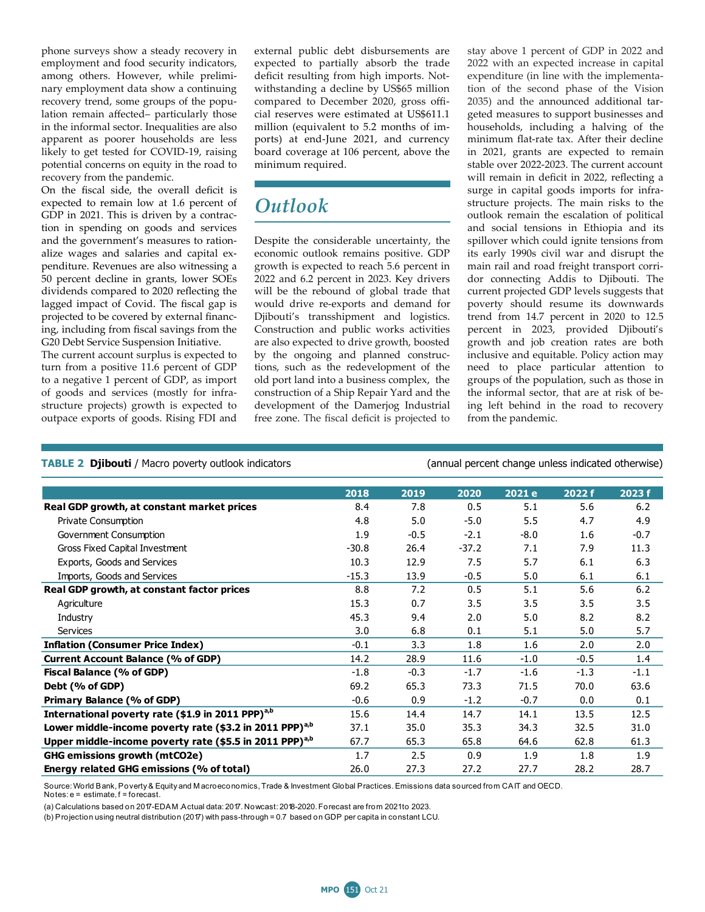phone surveys show a steady recovery in employment and food security indicators, among others. However, while preliminary employment data show a continuing recovery trend, some groups of the population remain affected– particularly those in the informal sector. Inequalities are also apparent as poorer households are less likely to get tested for COVID-19, raising potential concerns on equity in the road to recovery from the pandemic.

On the fiscal side, the overall deficit is expected to remain low at 1.6 percent of GDP in 2021. This is driven by a contraction in spending on goods and services and the government's measures to rationalize wages and salaries and capital expenditure. Revenues are also witnessing a 50 percent decline in grants, lower SOEs dividends compared to 2020 reflecting the lagged impact of Covid. The fiscal gap is projected to be covered by external financing, including from fiscal savings from the G20 Debt Service Suspension Initiative.

The current account surplus is expected to turn from a positive 11.6 percent of GDP to a negative 1 percent of GDP, as import of goods and services (mostly for infrastructure projects) growth is expected to outpace exports of goods. Rising FDI and external public debt disbursements are expected to partially absorb the trade deficit resulting from high imports. Notwithstanding a decline by US$65 million compared to December 2020, gross official reserves were estimated at US$611.1 million (equivalent to 5.2 months of imports) at end-June 2021, and currency board coverage at 106 percent, above the minimum required.

## Outlook

Despite the considerable uncertainty, the economic outlook remains positive. GDP growth is expected to reach 5.6 percent in 2022 and 6.2 percent in 2023. Key drivers will be the rebound of global trade that would drive re-exports and demand for Djibouti's transshipment and logistics. Construction and public works activities are also expected to drive growth, boosted by the ongoing and planned constructions, such as the redevelopment of the old port land into a business complex, the construction of a Ship Repair Yard and the development of the Damerjog Industrial free zone. The fiscal deficit is projected to stay above 1 percent of GDP in 2022 and 2022 with an expected increase in capital expenditure (in line with the implementation of the second phase of the Vision 2035) and the announced additional targeted measures to support businesses and households, including a halving of the minimum flat-rate tax. After their decline in 2021, grants are expected to remain stable over 2022-2023. The current account will remain in deficit in 2022, reflecting a surge in capital goods imports for infrastructure projects. The main risks to the outlook remain the escalation of political and social tensions in Ethiopia and its spillover which could ignite tensions from its early 1990s civil war and disrupt the main rail and road freight transport corridor connecting Addis to Djibouti. The current projected GDP levels suggests that poverty should resume its downwards trend from 14.7 percent in 2020 to 12.5 percent in 2023, provided Djibouti's growth and job creation rates are both inclusive and equitable. Policy action may need to place particular attention to groups of the population, such as those in the informal sector, that are at risk of being left behind in the road to recovery from the pandemic.

**TABLE 2 Djibouti** / Macro poverty outlook indicators (annual percent change unless indicated otherwise)

| | 2018 | 2019 | 2020 | 2021 e | 2022 f | 2023 f |
|---|---|---|---|---|---|---|
| **Real GDP growth, at constant market prices** | 8.4 | 7.8 | 0.5 | 5.1 | 5.6 | 6.2 |
| Private Consumption | 4.8 | 5.0 | -5.0 | 5.5 | 4.7 | 4.9 |
| Government Consumption | 1.9 | -0.5 | -2.1 | -8.0 | 1.6 | -0.7 |
| Gross Fixed Capital Investment | -30.8 | 26.4 | -37.2 | 7.1 | 7.9 | 11.3 |
| Exports, Goods and Services | 10.3 | 12.9 | 7.5 | 5.7 | 6.1 | 6.3 |
| Imports, Goods and Services | -15.3 | 13.9 | -0.5 | 5.0 | 6.1 | 6.1 |
| **Real GDP growth, at constant factor prices** | 8.8 | 7.2 | 0.5 | 5.1 | 5.6 | 6.2 |
| Agriculture | 15.3 | 0.7 | 3.5 | 3.5 | 3.5 | 3.5 |
| Industry | 45.3 | 9.4 | 2.0 | 5.0 | 8.2 | 8.2 |
| Services | 3.0 | 6.8 | 0.1 | 5.1 | 5.0 | 5.7 |
| **Inflation (Consumer Price Index)** | -0.1 | 3.3 | 1.8 | 1.6 | 2.0 | 2.0 |
| **Current Account Balance (% of GDP)** | 14.2 | 28.9 | 11.6 | -1.0 | -0.5 | 1.4 |
| **Fiscal Balance (% of GDP)** | -1.8 | -0.3 | -1.7 | -1.6 | -1.3 | -1.1 |
| **Debt (% of GDP)** | 69.2 | 65.3 | 73.3 | 71.5 | 70.0 | 63.6 |
| **Primary Balance (% of GDP)** | -0.6 | 0.9 | -1.2 | -0.7 | 0.0 | 0.1 |
| **International poverty rate ($1.9 in 2011 PPP)[a,b]** | 15.6 | 14.4 | 14.7 | 14.1 | 13.5 | 12.5 |
| **Lower middle-income poverty rate ($3.2 in 2011 PPP)[a,b]** | 37.1 | 35.0 | 35.3 | 34.3 | 32.5 | 31.0 |
| **Upper middle-income poverty rate ($5.5 in 2011 PPP)[a,b]** | 67.7 | 65.3 | 65.8 | 64.6 | 62.8 | 61.3 |
| **GHG emissions growth (mtCO2e)** | 1.7 | 2.5 | 0.9 | 1.9 | 1.8 | 1.9 |
| **Energy related GHG emissions (% of total)** | 26.0 | 27.3 | 27.2 | 27.7 | 28.2 | 28.7 |

Source: World Bank, Poverty & Equity and Macroeconomics, Trade & Investment Global Practices. Emissions data sourced from CAIT and OECD.
Notes: e = estimate, f = forecast.

(a) Calculations based on 2017-EDAM. Actual data: 2017. Nowcast: 2018-2020. Forecast are from 2021 to 2023.
(b) Projection using neutral distribution (2017) with pass-through = 0.7 based on GDP per capita in constant LCU.